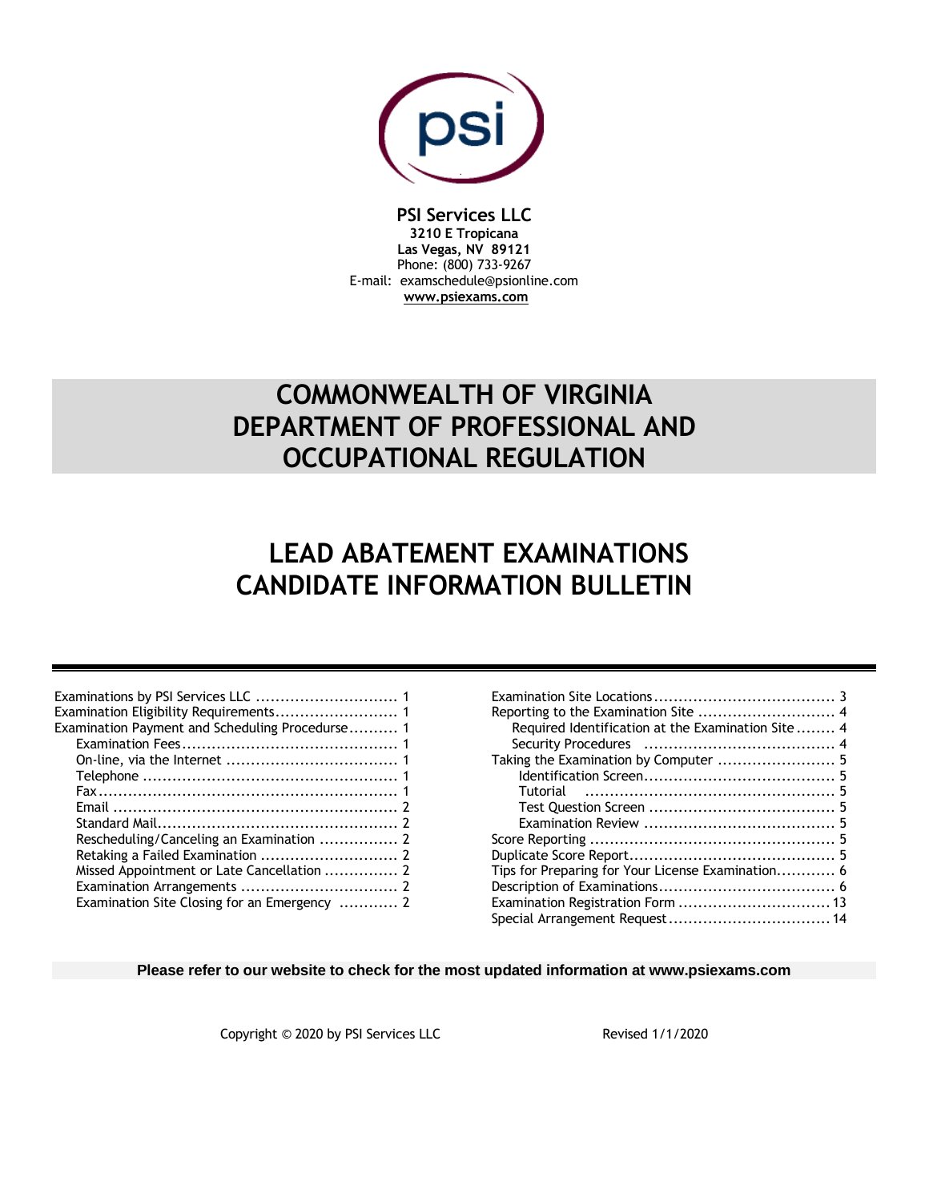**PSI Services LLC**
**3210 E Tropicana**
**Las Vegas, NV 89121**
Phone: (800) 733-9267
E-mail: examschedule@psionline.com
**www.psiexams.com**

# COMMONWEALTH OF VIRGINIA DEPARTMENT OF PROFESSIONAL AND OCCUPATIONAL REGULATION

# LEAD ABATEMENT EXAMINATIONS CANDIDATE INFORMATION BULLETIN

- Examinations by PSI Services LLC ............................ 1
- Examination Eligibility Requirements......................... 1
- Examination Payment and Scheduling Procedure.......... 1
  - Examination Fees............................................ 1
  - On-line, via the Internet ................................... 1
  - Telephone ................................................... 1
  - Fax............................................................. 1
  - Email .......................................................... 2
  - Standard Mail................................................ 2
  - Rescheduling/Canceling an Examination ................ 2
  - Retaking a Failed Examination ............................ 2
  - Missed Appointment or Late Cancellation ............... 2
  - Examination Arrangements ................................ 2
  - Examination Site Closing for an Emergency ............ 2
- Examination Site Locations..................................... 3
- Reporting to the Examination Site ............................ 4
  - Required Identification at the Examination Site ........ 4
  - Security Procedures ....................................... 4
- Taking the Examination by Computer ........................ 5
  - Identification Screen....................................... 5
  - Tutorial ................................................... 5
  - Test Question Screen ...................................... 5
  - Examination Review ....................................... 5
- Score Reporting .................................................. 5
- Duplicate Score Report.......................................... 5
- Tips for Preparing for Your License Examination............ 6
- Description of Examinations.................................... 6
- Examination Registration Form ............................... 13
- Special Arrangement Request ................................. 14

**Please refer to our website to check for the most updated information at www.psiexams.com**

Copyright © 2020 by PSI Services LLC

Revised 1/1/2020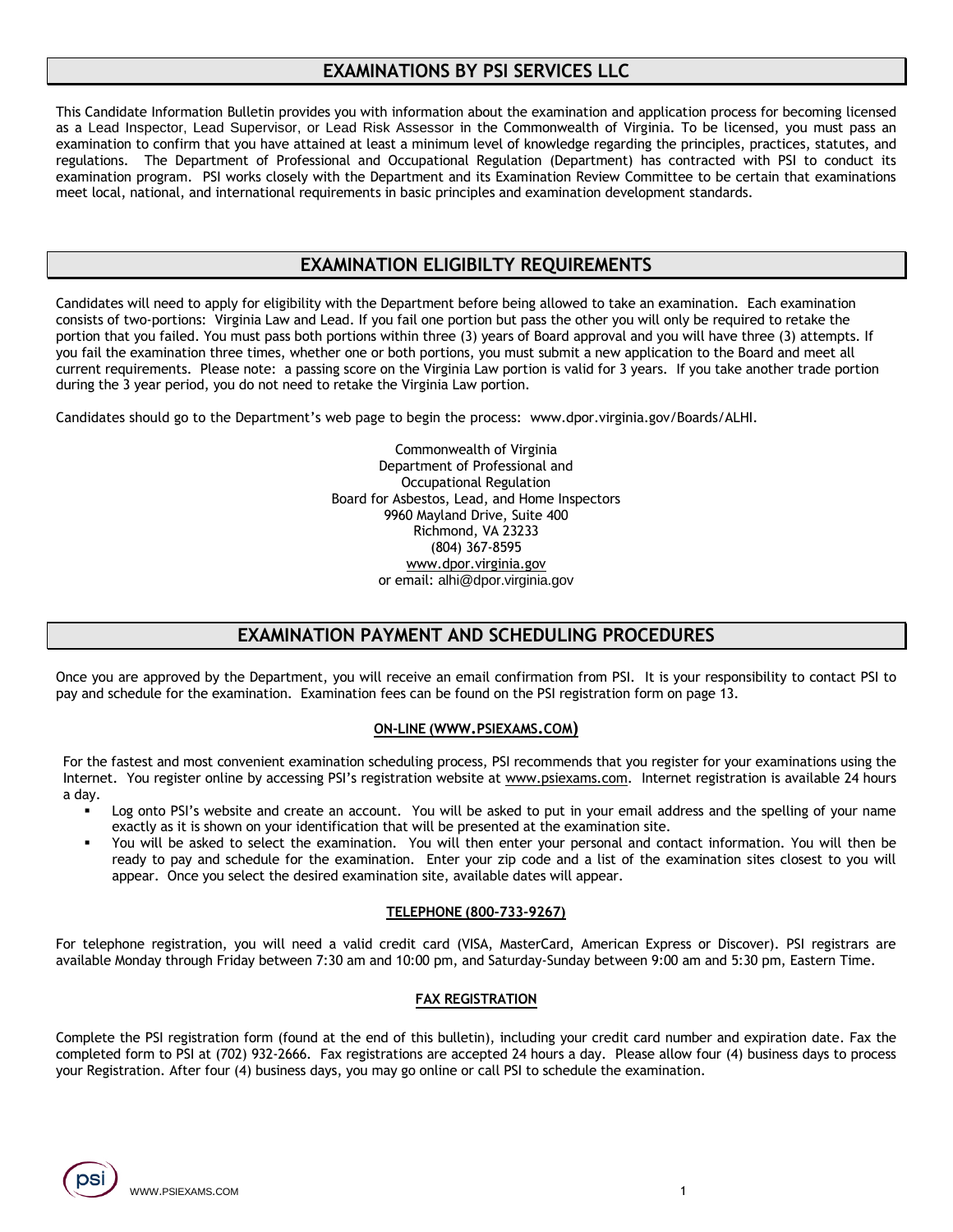## EXAMINATIONS BY PSI SERVICES LLC

This Candidate Information Bulletin provides you with information about the examination and application process for becoming licensed as a Lead Inspector, Lead Supervisor, or Lead Risk Assessor in the Commonwealth of Virginia. To be licensed, you must pass an examination to confirm that you have attained at least a minimum level of knowledge regarding the principles, practices, statutes, and regulations. The Department of Professional and Occupational Regulation (Department) has contracted with PSI to conduct its examination program. PSI works closely with the Department and its Examination Review Committee to be certain that examinations meet local, national, and international requirements in basic principles and examination development standards.

## EXAMINATION ELIGIBILTY REQUIREMENTS

Candidates will need to apply for eligibility with the Department before being allowed to take an examination. Each examination consists of two-portions: Virginia Law and Lead. If you fail one portion but pass the other you will only be required to retake the portion that you failed. You must pass both portions within three (3) years of Board approval and you will have three (3) attempts. If you fail the examination three times, whether one or both portions, you must submit a new application to the Board and meet all current requirements. Please note: a passing score on the Virginia Law portion is valid for 3 years. If you take another trade portion during the 3 year period, you do not need to retake the Virginia Law portion.

Candidates should go to the Department's web page to begin the process: www.dpor.virginia.gov/Boards/ALHI.

Commonwealth of Virginia
Department of Professional and
Occupational Regulation
Board for Asbestos, Lead, and Home Inspectors
9960 Mayland Drive, Suite 400
Richmond, VA 23233
(804) 367-8595
www.dpor.virginia.gov
or email: alhi@dpor.virginia.gov

## EXAMINATION PAYMENT AND SCHEDULING PROCEDURES

Once you are approved by the Department, you will receive an email confirmation from PSI. It is your responsibility to contact PSI to pay and schedule for the examination. Examination fees can be found on the PSI registration form on page 13.

### ON-LINE (WWW.PSIEXAMS.COM)

For the fastest and most convenient examination scheduling process, PSI recommends that you register for your examinations using the Internet. You register online by accessing PSI's registration website at www.psiexams.com. Internet registration is available 24 hours a day.

- Log onto PSI's website and create an account. You will be asked to put in your email address and the spelling of your name exactly as it is shown on your identification that will be presented at the examination site.
- You will be asked to select the examination. You will then enter your personal and contact information. You will then be ready to pay and schedule for the examination. Enter your zip code and a list of the examination sites closest to you will appear. Once you select the desired examination site, available dates will appear.

### TELEPHONE (800-733-9267)

For telephone registration, you will need a valid credit card (VISA, MasterCard, American Express or Discover). PSI registrars are available Monday through Friday between 7:30 am and 10:00 pm, and Saturday-Sunday between 9:00 am and 5:30 pm, Eastern Time.

### FAX REGISTRATION

Complete the PSI registration form (found at the end of this bulletin), including your credit card number and expiration date. Fax the completed form to PSI at (702) 932-2666. Fax registrations are accepted 24 hours a day. Please allow four (4) business days to process your Registration. After four (4) business days, you may go online or call PSI to schedule the examination.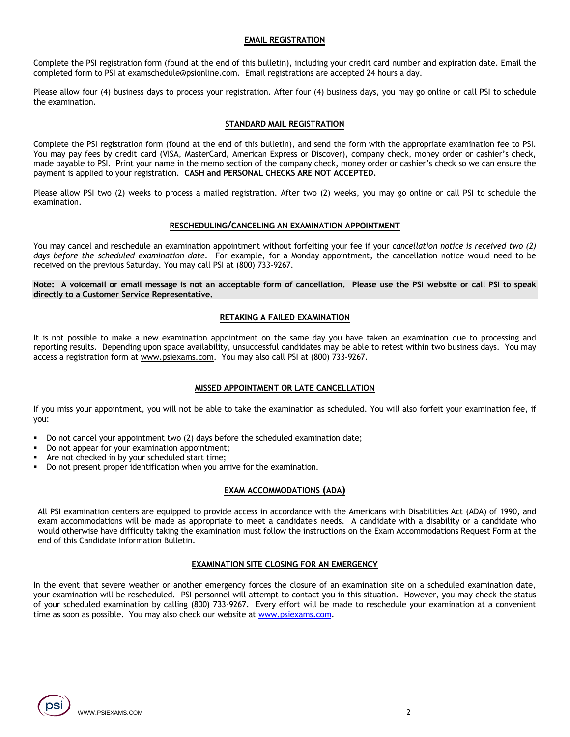## EMAIL REGISTRATION

Complete the PSI registration form (found at the end of this bulletin), including your credit card number and expiration date. Email the completed form to PSI at examschedule@psionline.com. Email registrations are accepted 24 hours a day.

Please allow four (4) business days to process your registration. After four (4) business days, you may go online or call PSI to schedule the examination.

## STANDARD MAIL REGISTRATION

Complete the PSI registration form (found at the end of this bulletin), and send the form with the appropriate examination fee to PSI. You may pay fees by credit card (VISA, MasterCard, American Express or Discover), company check, money order or cashier's check, made payable to PSI. Print your name in the memo section of the company check, money order or cashier's check so we can ensure the payment is applied to your registration. **CASH and PERSONAL CHECKS ARE NOT ACCEPTED.**

Please allow PSI two (2) weeks to process a mailed registration. After two (2) weeks, you may go online or call PSI to schedule the examination.

## RESCHEDULING/CANCELING AN EXAMINATION APPOINTMENT

You may cancel and reschedule an examination appointment without forfeiting your fee if your *cancellation notice is received two (2) days before the scheduled examination date*. For example, for a Monday appointment, the cancellation notice would need to be received on the previous Saturday. You may call PSI at (800) 733-9267.

**Note: A voicemail or email message is not an acceptable form of cancellation. Please use the PSI website or call PSI to speak directly to a Customer Service Representative.**

## RETAKING A FAILED EXAMINATION

It is not possible to make a new examination appointment on the same day you have taken an examination due to processing and reporting results. Depending upon space availability, unsuccessful candidates may be able to retest within two business days. You may access a registration form at www.psiexams.com. You may also call PSI at (800) 733-9267.

## MISSED APPOINTMENT OR LATE CANCELLATION

If you miss your appointment, you will not be able to take the examination as scheduled. You will also forfeit your examination fee, if you:

- Do not cancel your appointment two (2) days before the scheduled examination date;
- Do not appear for your examination appointment;
- Are not checked in by your scheduled start time;
- Do not present proper identification when you arrive for the examination.

## EXAM ACCOMMODATIONS (ADA)

All PSI examination centers are equipped to provide access in accordance with the Americans with Disabilities Act (ADA) of 1990, and exam accommodations will be made as appropriate to meet a candidate's needs. A candidate with a disability or a candidate who would otherwise have difficulty taking the examination must follow the instructions on the Exam Accommodations Request Form at the end of this Candidate Information Bulletin.

## EXAMINATION SITE CLOSING FOR AN EMERGENCY

In the event that severe weather or another emergency forces the closure of an examination site on a scheduled examination date, your examination will be rescheduled. PSI personnel will attempt to contact you in this situation. However, you may check the status of your scheduled examination by calling (800) 733-9267. Every effort will be made to reschedule your examination at a convenient time as soon as possible. You may also check our website at www.psiexams.com.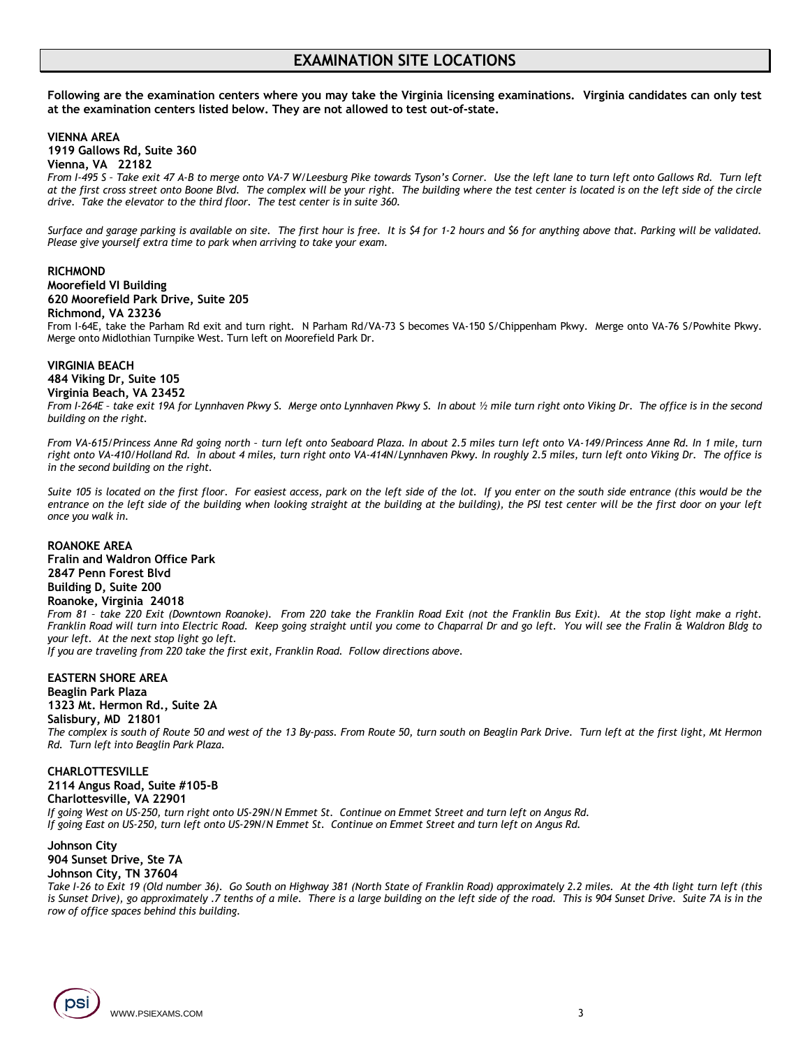## EXAMINATION SITE LOCATIONS

**Following are the examination centers where you may take the Virginia licensing examinations. Virginia candidates can only test at the examination centers listed below. They are not allowed to test out-of-state.**

**VIENNA AREA**
**1919 Gallows Rd, Suite 360**
**Vienna, VA 22182**
*From I-495 S – Take exit 47 A-B to merge onto VA-7 W/Leesburg Pike towards Tyson's Corner. Use the left lane to turn left onto Gallows Rd. Turn left at the first cross street onto Boone Blvd. The complex will be your right. The building where the test center is located is on the left side of the circle drive. Take the elevator to the third floor. The test center is in suite 360.*

*Surface and garage parking is available on site. The first hour is free. It is $4 for 1-2 hours and $6 for anything above that. Parking will be validated. Please give yourself extra time to park when arriving to take your exam.*

**RICHMOND**
**Moorefield VI Building**
**620 Moorefield Park Drive, Suite 205**
**Richmond, VA 23236**
From I-64E, take the Parham Rd exit and turn right. N Parham Rd/VA-73 S becomes VA-150 S/Chippenham Pkwy. Merge onto VA-76 S/Powhite Pkwy. Merge onto Midlothian Turnpike West. Turn left on Moorefield Park Dr.

**VIRGINIA BEACH**
**484 Viking Dr, Suite 105**
**Virginia Beach, VA 23452**
*From I-264E – take exit 19A for Lynnhaven Pkwy S. Merge onto Lynnhaven Pkwy S. In about ½ mile turn right onto Viking Dr. The office is in the second building on the right.*

*From VA-615/Princess Anne Rd going north – turn left onto Seaboard Plaza. In about 2.5 miles turn left onto VA-149/Princess Anne Rd. In 1 mile, turn right onto VA-410/Holland Rd. In about 4 miles, turn right onto VA-414N/Lynnhaven Pkwy. In roughly 2.5 miles, turn left onto Viking Dr. The office is in the second building on the right.*

*Suite 105 is located on the first floor. For easiest access, park on the left side of the lot. If you enter on the south side entrance (this would be the entrance on the left side of the building when looking straight at the building at the building), the PSI test center will be the first door on your left once you walk in.*

**ROANOKE AREA**
**Fralin and Waldron Office Park**
**2847 Penn Forest Blvd**
**Building D, Suite 200**
**Roanoke, Virginia 24018**
*From 81 – take 220 Exit (Downtown Roanoke). From 220 take the Franklin Road Exit (not the Franklin Bus Exit). At the stop light make a right. Franklin Road will turn into Electric Road. Keep going straight until you come to Chaparral Dr and go left. You will see the Fralin & Waldron Bldg to your left. At the next stop light go left.*
*If you are traveling from 220 take the first exit, Franklin Road. Follow directions above.*

**EASTERN SHORE AREA**
**Beaglin Park Plaza**
**1323 Mt. Hermon Rd., Suite 2A**
**Salisbury, MD 21801**
*The complex is south of Route 50 and west of the 13 By-pass. From Route 50, turn south on Beaglin Park Drive. Turn left at the first light, Mt Hermon Rd. Turn left into Beaglin Park Plaza.*

**CHARLOTTESVILLE**
**2114 Angus Road, Suite #105-B**
**Charlottesville, VA 22901**
*If going West on US-250, turn right onto US-29N/N Emmet St. Continue on Emmet Street and turn left on Angus Rd.*
*If going East on US-250, turn left onto US-29N/N Emmet St. Continue on Emmet Street and turn left on Angus Rd.*

**Johnson City**
**904 Sunset Drive, Ste 7A**
**Johnson City, TN 37604**
*Take I-26 to Exit 19 (Old number 36). Go South on Highway 381 (North State of Franklin Road) approximately 2.2 miles. At the 4th light turn left (this is Sunset Drive), go approximately .7 tenths of a mile. There is a large building on the left side of the road. This is 904 Sunset Drive. Suite 7A is in the row of office spaces behind this building.*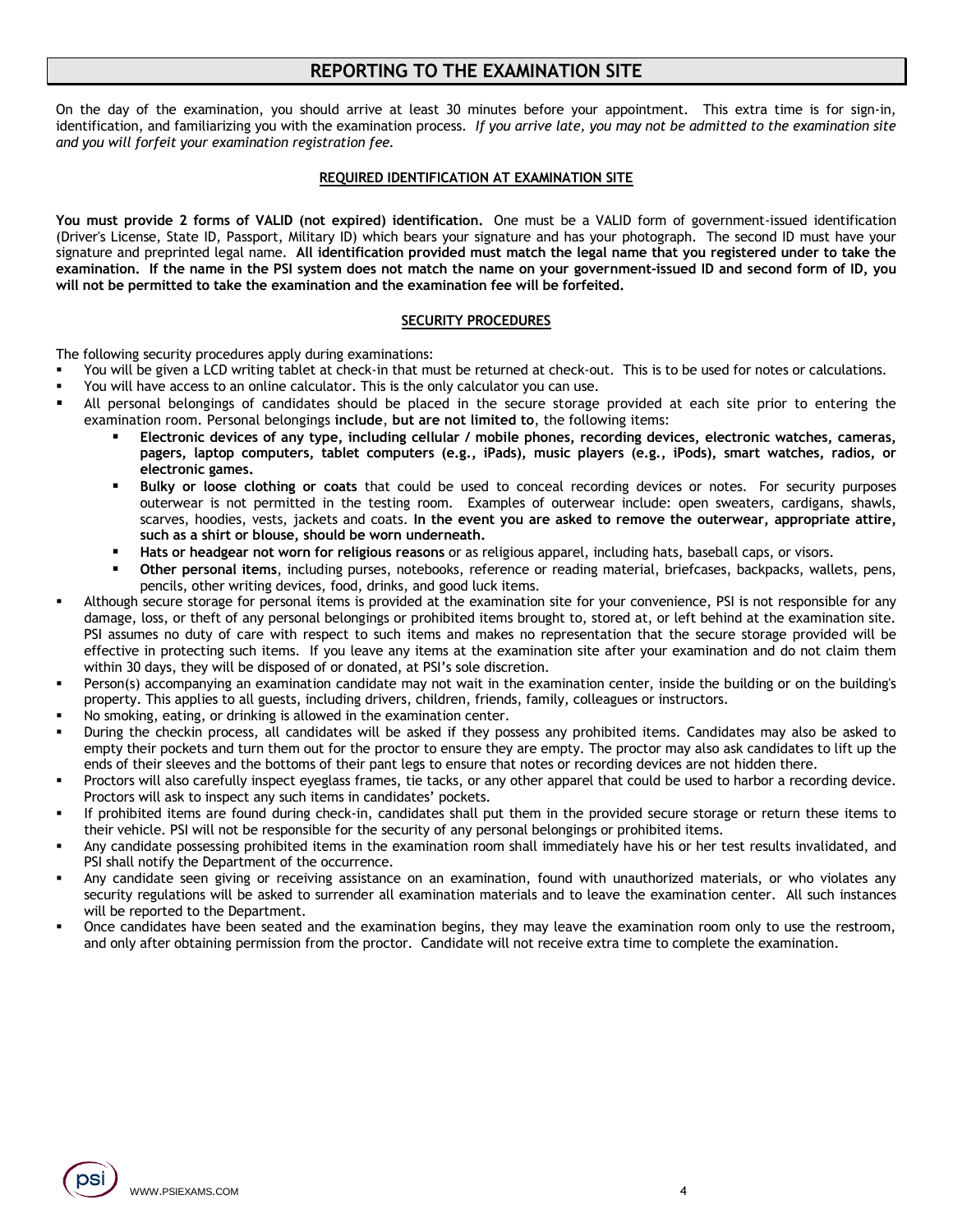# REPORTING TO THE EXAMINATION SITE

On the day of the examination, you should arrive at least 30 minutes before your appointment. This extra time is for sign-in, identification, and familiarizing you with the examination process. *If you arrive late, you may not be admitted to the examination site and you will forfeit your examination registration fee.*

## REQUIRED IDENTIFICATION AT EXAMINATION SITE

**You must provide 2 forms of VALID (not expired) identification.** One must be a VALID form of government-issued identification (Driver's License, State ID, Passport, Military ID) which bears your signature and has your photograph. The second ID must have your signature and preprinted legal name. **All identification provided must match the legal name that you registered under to take the examination. If the name in the PSI system does not match the name on your government-issued ID and second form of ID, you will not be permitted to take the examination and the examination fee will be forfeited.**

## SECURITY PROCEDURES

The following security procedures apply during examinations:

- You will be given a LCD writing tablet at check-in that must be returned at check-out. This is to be used for notes or calculations.
- You will have access to an online calculator. This is the only calculator you can use.
- All personal belongings of candidates should be placed in the secure storage provided at each site prior to entering the examination room. Personal belongings **include**, **but are not limited to**, the following items:
  - **Electronic devices of any type, including cellular / mobile phones, recording devices, electronic watches, cameras, pagers, laptop computers, tablet computers (e.g., iPads), music players (e.g., iPods), smart watches, radios, or electronic games.**
  - **Bulky or loose clothing or coats** that could be used to conceal recording devices or notes. For security purposes outerwear is not permitted in the testing room. Examples of outerwear include: open sweaters, cardigans, shawls, scarves, hoodies, vests, jackets and coats. **In the event you are asked to remove the outerwear, appropriate attire, such as a shirt or blouse, should be worn underneath.**
  - **Hats or headgear not worn for religious reasons** or as religious apparel, including hats, baseball caps, or visors.
  - **Other personal items**, including purses, notebooks, reference or reading material, briefcases, backpacks, wallets, pens, pencils, other writing devices, food, drinks, and good luck items.
- Although secure storage for personal items is provided at the examination site for your convenience, PSI is not responsible for any damage, loss, or theft of any personal belongings or prohibited items brought to, stored at, or left behind at the examination site. PSI assumes no duty of care with respect to such items and makes no representation that the secure storage provided will be effective in protecting such items. If you leave any items at the examination site after your examination and do not claim them within 30 days, they will be disposed of or donated, at PSI's sole discretion.
- Person(s) accompanying an examination candidate may not wait in the examination center, inside the building or on the building's property. This applies to all guests, including drivers, children, friends, family, colleagues or instructors.
- No smoking, eating, or drinking is allowed in the examination center.
- During the checkin process, all candidates will be asked if they possess any prohibited items. Candidates may also be asked to empty their pockets and turn them out for the proctor to ensure they are empty. The proctor may also ask candidates to lift up the ends of their sleeves and the bottoms of their pant legs to ensure that notes or recording devices are not hidden there.
- Proctors will also carefully inspect eyeglass frames, tie tacks, or any other apparel that could be used to harbor a recording device. Proctors will ask to inspect any such items in candidates' pockets.
- If prohibited items are found during check-in, candidates shall put them in the provided secure storage or return these items to their vehicle. PSI will not be responsible for the security of any personal belongings or prohibited items.
- Any candidate possessing prohibited items in the examination room shall immediately have his or her test results invalidated, and PSI shall notify the Department of the occurrence.
- Any candidate seen giving or receiving assistance on an examination, found with unauthorized materials, or who violates any security regulations will be asked to surrender all examination materials and to leave the examination center. All such instances will be reported to the Department.
- Once candidates have been seated and the examination begins, they may leave the examination room only to use the restroom, and only after obtaining permission from the proctor. Candidate will not receive extra time to complete the examination.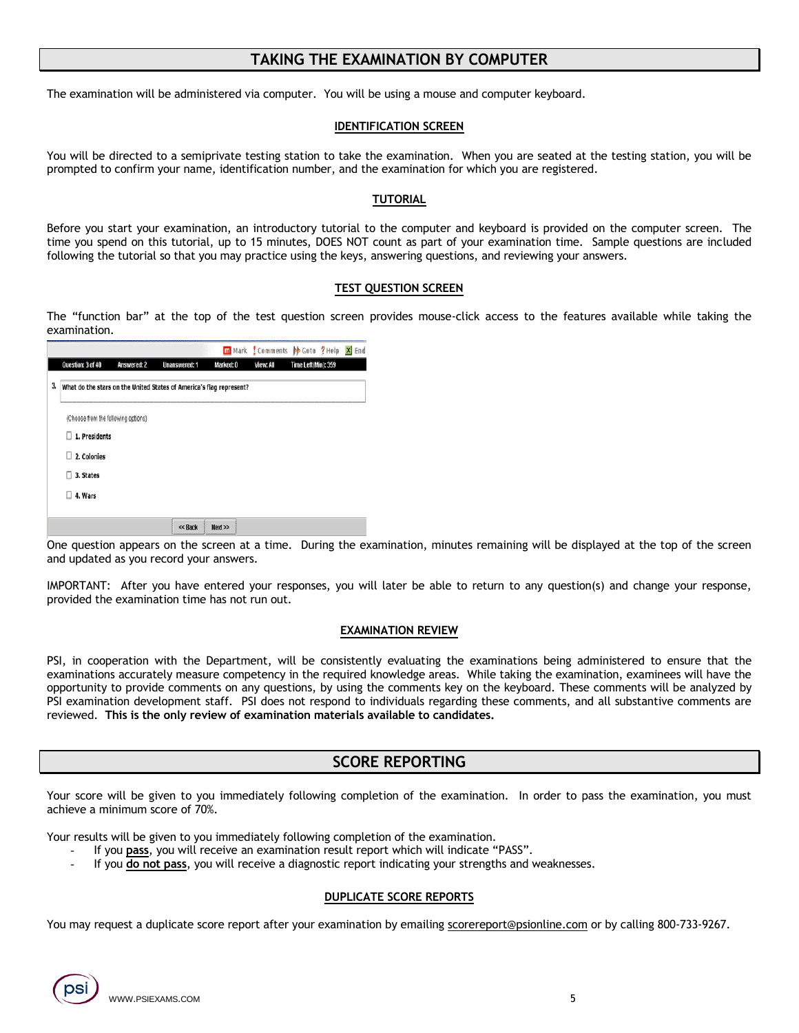## TAKING THE EXAMINATION BY COMPUTER

The examination will be administered via computer. You will be using a mouse and computer keyboard.

### IDENTIFICATION SCREEN

You will be directed to a semiprivate testing station to take the examination. When you are seated at the testing station, you will be prompted to confirm your name, identification number, and the examination for which you are registered.

### TUTORIAL

Before you start your examination, an introductory tutorial to the computer and keyboard is provided on the computer screen. The time you spend on this tutorial, up to 15 minutes, DOES NOT count as part of your examination time. Sample questions are included following the tutorial so that you may practice using the keys, answering questions, and reviewing your answers.

### TEST QUESTION SCREEN

The "function bar" at the top of the test question screen provides mouse-click access to the features available while taking the examination.

Mark | Comments | Goto | Help | End

Question: 3 of 40 | Answered: 2 | Unanswered: 1 | Marked: 0 | View: All | Time Left(Min): 359

3. What do the stars on the United States of America's flag represent?

(Choose from the following options)

- 1. Presidents
- 2. Colonies
- 3. States
- 4. Wars

<< Back | Next >>

One question appears on the screen at a time. During the examination, minutes remaining will be displayed at the top of the screen and updated as you record your answers.

IMPORTANT: After you have entered your responses, you will later be able to return to any question(s) and change your response, provided the examination time has not run out.

### EXAMINATION REVIEW

PSI, in cooperation with the Department, will be consistently evaluating the examinations being administered to ensure that the examinations accurately measure competency in the required knowledge areas. While taking the examination, examinees will have the opportunity to provide comments on any questions, by using the comments key on the keyboard. These comments will be analyzed by PSI examination development staff. PSI does not respond to individuals regarding these comments, and all substantive comments are reviewed. **This is the only review of examination materials available to candidates.**

## SCORE REPORTING

Your score will be given to you immediately following completion of the examination. In order to pass the examination, you must achieve a minimum score of 70%.

Your results will be given to you immediately following completion of the examination.

- If you **pass**, you will receive an examination result report which will indicate "PASS".
- If you **do not pass**, you will receive a diagnostic report indicating your strengths and weaknesses.

### DUPLICATE SCORE REPORTS

You may request a duplicate score report after your examination by emailing scorereport@psionline.com or by calling 800-733-9267.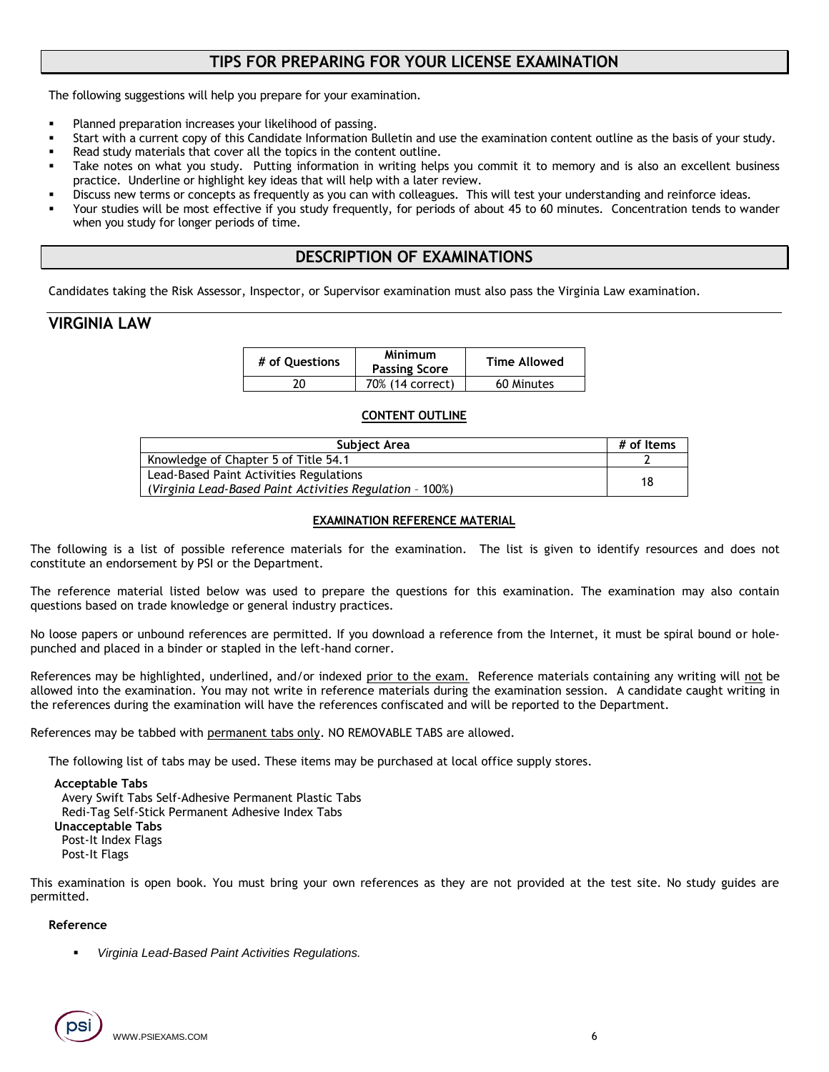## TIPS FOR PREPARING FOR YOUR LICENSE EXAMINATION

The following suggestions will help you prepare for your examination.

- Planned preparation increases your likelihood of passing.
- Start with a current copy of this Candidate Information Bulletin and use the examination content outline as the basis of your study.
- Read study materials that cover all the topics in the content outline.
- Take notes on what you study. Putting information in writing helps you commit it to memory and is also an excellent business practice. Underline or highlight key ideas that will help with a later review.
- Discuss new terms or concepts as frequently as you can with colleagues. This will test your understanding and reinforce ideas.
- Your studies will be most effective if you study frequently, for periods of about 45 to 60 minutes. Concentration tends to wander when you study for longer periods of time.

## DESCRIPTION OF EXAMINATIONS

Candidates taking the Risk Assessor, Inspector, or Supervisor examination must also pass the Virginia Law examination.

### VIRGINIA LAW

| # of Questions | Minimum Passing Score | Time Allowed |
|---|---|---|
| 20 | 70% (14 correct) | 60 Minutes |

**CONTENT OUTLINE**

| Subject Area | # of Items |
|---|---|
| Knowledge of Chapter 5 of Title 54.1 | 2 |
| Lead-Based Paint Activities Regulations (*Virginia Lead-Based Paint Activities Regulation* – 100%) | 18 |

**EXAMINATION REFERENCE MATERIAL**

The following is a list of possible reference materials for the examination. The list is given to identify resources and does not constitute an endorsement by PSI or the Department.

The reference material listed below was used to prepare the questions for this examination. The examination may also contain questions based on trade knowledge or general industry practices.

No loose papers or unbound references are permitted. If you download a reference from the Internet, it must be spiral bound or hole-punched and placed in a binder or stapled in the left-hand corner.

References may be highlighted, underlined, and/or indexed prior to the exam. Reference materials containing any writing will not be allowed into the examination. You may not write in reference materials during the examination session. A candidate caught writing in the references during the examination will have the references confiscated and will be reported to the Department.

References may be tabbed with permanent tabs only. NO REMOVABLE TABS are allowed.

The following list of tabs may be used. These items may be purchased at local office supply stores.

**Acceptable Tabs**
Avery Swift Tabs Self-Adhesive Permanent Plastic Tabs
Redi-Tag Self-Stick Permanent Adhesive Index Tabs

**Unacceptable Tabs**
Post-It Index Flags
Post-It Flags

This examination is open book. You must bring your own references as they are not provided at the test site. No study guides are permitted.

**Reference**

- *Virginia Lead-Based Paint Activities Regulations.*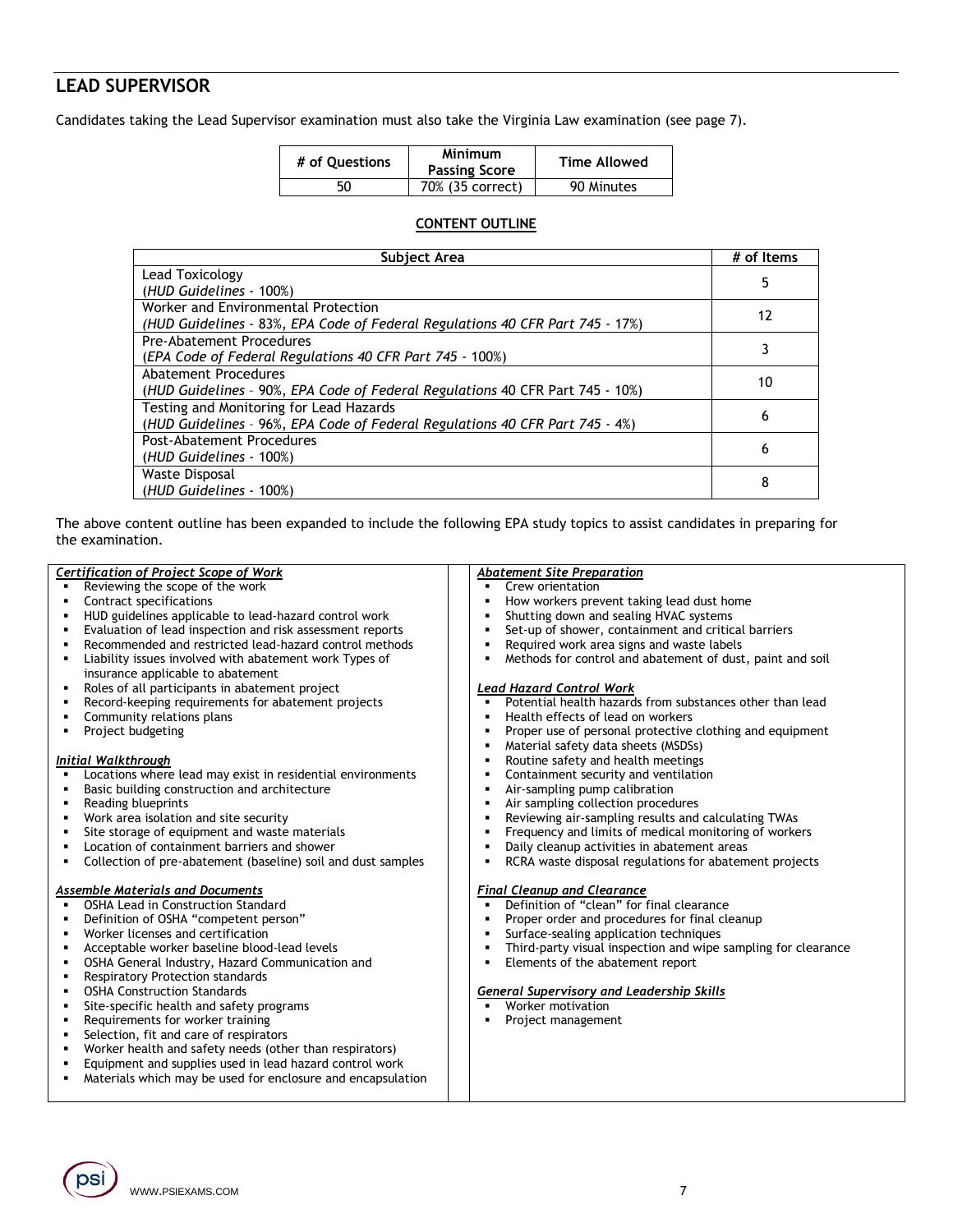## LEAD SUPERVISOR

Candidates taking the Lead Supervisor examination must also take the Virginia Law examination (see page 7).

| # of Questions | Minimum Passing Score | Time Allowed |
|---|---|---|
| 50 | 70% (35 correct) | 90 Minutes |

**CONTENT OUTLINE**

| Subject Area | # of Items |
|---|---|
| Lead Toxicology<br>(*HUD Guidelines* - 100%) | 5 |
| Worker and Environmental Protection<br>*(HUD Guidelines - 83%, EPA Code of Federal Regulations 40 CFR Part 745 - 17%)* | 12 |
| Pre-Abatement Procedures<br>(*EPA Code of Federal Regulations 40 CFR Part 745* - 100%) | 3 |
| Abatement Procedures<br>(*HUD Guidelines* – 90%, *EPA Code of Federal Regulations* 40 CFR Part 745 - 10%) | 10 |
| Testing and Monitoring for Lead Hazards<br>(*HUD Guidelines* – 96%, *EPA Code of Federal Regulations 40 CFR Part 745* - 4%) | 6 |
| Post-Abatement Procedures<br>(*HUD Guidelines* - 100%) | 6 |
| Waste Disposal<br>(*HUD Guidelines* - 100%) | 8 |

The above content outline has been expanded to include the following EPA study topics to assist candidates in preparing for the examination.

***Certification of Project Scope of Work***
- Reviewing the scope of the work
- Contract specifications
- HUD guidelines applicable to lead-hazard control work
- Evaluation of lead inspection and risk assessment reports
- Recommended and restricted lead-hazard control methods
- Liability issues involved with abatement work Types of insurance applicable to abatement
- Roles of all participants in abatement project
- Record-keeping requirements for abatement projects
- Community relations plans
- Project budgeting

***Initial Walkthrough***
- Locations where lead may exist in residential environments
- Basic building construction and architecture
- Reading blueprints
- Work area isolation and site security
- Site storage of equipment and waste materials
- Location of containment barriers and shower
- Collection of pre-abatement (baseline) soil and dust samples

***Assemble Materials and Documents***
- OSHA Lead in Construction Standard
- Definition of OSHA "competent person"
- Worker licenses and certification
- Acceptable worker baseline blood-lead levels
- OSHA General Industry, Hazard Communication and
- Respiratory Protection standards
- OSHA Construction Standards
- Site-specific health and safety programs
- Requirements for worker training
- Selection, fit and care of respirators
- Worker health and safety needs (other than respirators)
- Equipment and supplies used in lead hazard control work
- Materials which may be used for enclosure and encapsulation

***Abatement Site Preparation***
- Crew orientation
- How workers prevent taking lead dust home
- Shutting down and sealing HVAC systems
- Set-up of shower, containment and critical barriers
- Required work area signs and waste labels
- Methods for control and abatement of dust, paint and soil

***Lead Hazard Control Work***
- Potential health hazards from substances other than lead
- Health effects of lead on workers
- Proper use of personal protective clothing and equipment
- Material safety data sheets (MSDSs)
- Routine safety and health meetings
- Containment security and ventilation
- Air-sampling pump calibration
- Air sampling collection procedures
- Reviewing air-sampling results and calculating TWAs
- Frequency and limits of medical monitoring of workers
- Daily cleanup activities in abatement areas
- RCRA waste disposal regulations for abatement projects

***Final Cleanup and Clearance***
- Definition of "clean" for final clearance
- Proper order and procedures for final cleanup
- Surface-sealing application techniques
- Third-party visual inspection and wipe sampling for clearance
- Elements of the abatement report

***General Supervisory and Leadership Skills***
- Worker motivation
- Project management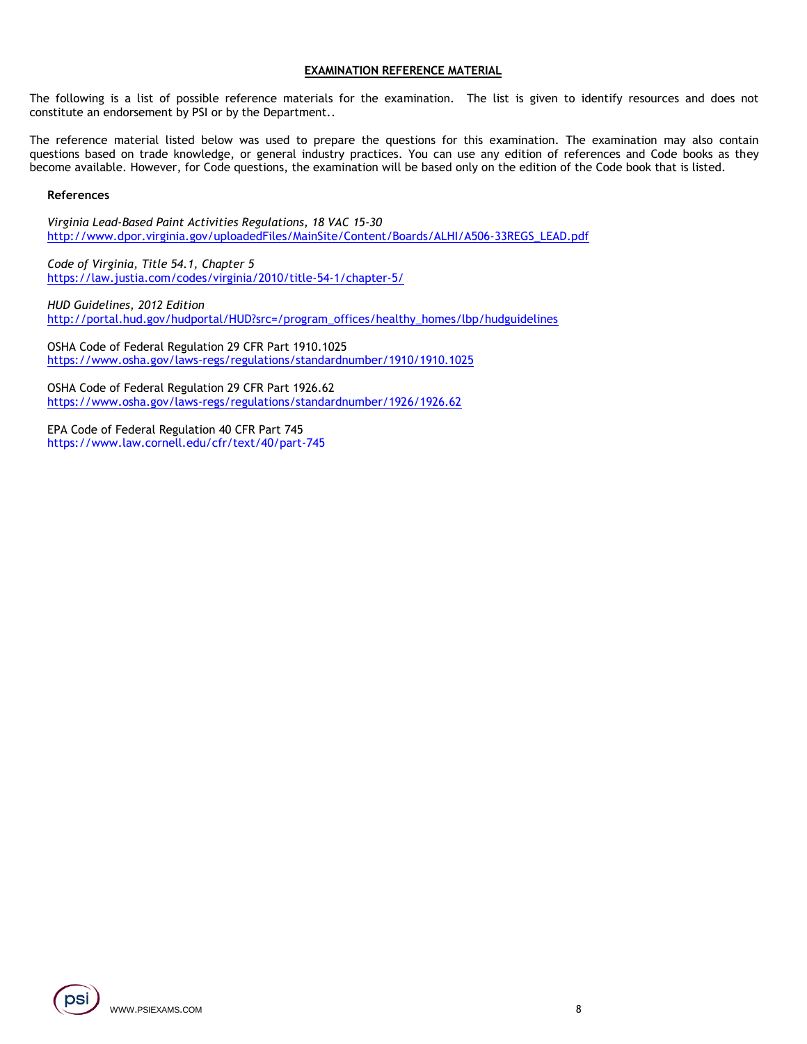## EXAMINATION REFERENCE MATERIAL

The following is a list of possible reference materials for the examination. The list is given to identify resources and does not constitute an endorsement by PSI or by the Department..

The reference material listed below was used to prepare the questions for this examination. The examination may also contain questions based on trade knowledge, or general industry practices. You can use any edition of references and Code books as they become available. However, for Code questions, the examination will be based only on the edition of the Code book that is listed.

**References**

*Virginia Lead-Based Paint Activities Regulations, 18 VAC 15-30*
http://www.dpor.virginia.gov/uploadedFiles/MainSite/Content/Boards/ALHI/A506-33REGS_LEAD.pdf

*Code of Virginia, Title 54.1, Chapter 5*
https://law.justia.com/codes/virginia/2010/title-54-1/chapter-5/

*HUD Guidelines, 2012 Edition*
http://portal.hud.gov/hudportal/HUD?src=/program_offices/healthy_homes/lbp/hudguidelines

OSHA Code of Federal Regulation 29 CFR Part 1910.1025
https://www.osha.gov/laws-regs/regulations/standardnumber/1910/1910.1025

OSHA Code of Federal Regulation 29 CFR Part 1926.62
https://www.osha.gov/laws-regs/regulations/standardnumber/1926/1926.62

EPA Code of Federal Regulation 40 CFR Part 745
https://www.law.cornell.edu/cfr/text/40/part-745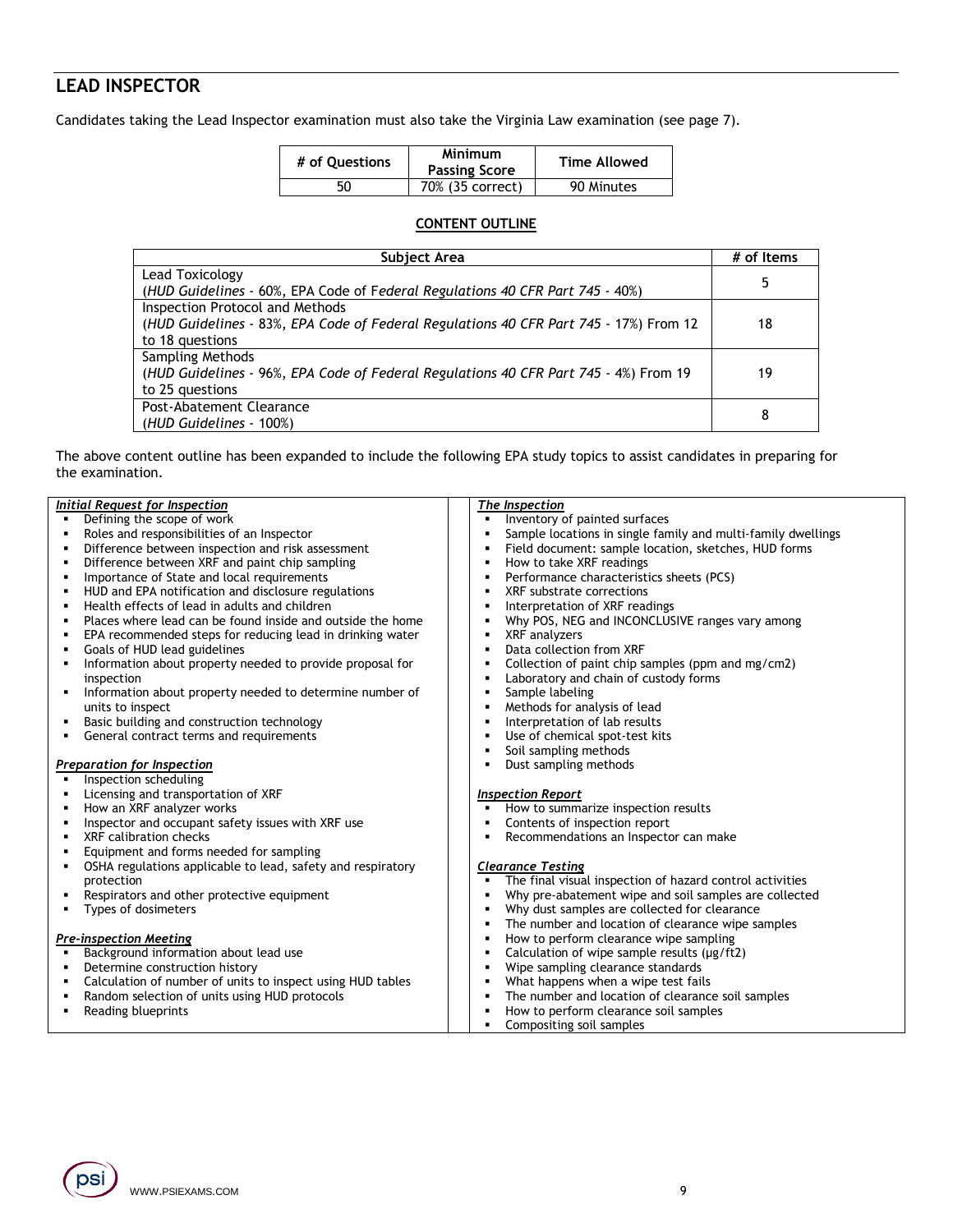## LEAD INSPECTOR

Candidates taking the Lead Inspector examination must also take the Virginia Law examination (see page 7).

| # of Questions | Minimum Passing Score | Time Allowed |
|---|---|---|
| 50 | 70% (35 correct) | 90 Minutes |

### CONTENT OUTLINE

| Subject Area | # of Items |
|---|---|
| Lead Toxicology (*HUD Guidelines* - 60%, *EPA Code of Federal Regulations 40 CFR Part 745* - 40%) | 5 |
| Inspection Protocol and Methods (*HUD Guidelines* - 83%, *EPA Code of Federal Regulations 40 CFR Part 745* - 17%) From 12 to 18 questions | 18 |
| Sampling Methods (*HUD Guidelines* - 96%, *EPA Code of Federal Regulations 40 CFR Part 745* - 4%) From 19 to 25 questions | 19 |
| Post-Abatement Clearance (*HUD Guidelines* - 100%) | 8 |

The above content outline has been expanded to include the following EPA study topics to assist candidates in preparing for the examination.

***Initial Request for Inspection***

- Defining the scope of work
- Roles and responsibilities of an Inspector
- Difference between inspection and risk assessment
- Difference between XRF and paint chip sampling
- Importance of State and local requirements
- HUD and EPA notification and disclosure regulations
- Health effects of lead in adults and children
- Places where lead can be found inside and outside the home
- EPA recommended steps for reducing lead in drinking water
- Goals of HUD lead guidelines
- Information about property needed to provide proposal for inspection
- Information about property needed to determine number of units to inspect
- Basic building and construction technology
- General contract terms and requirements

***Preparation for Inspection***

- Inspection scheduling
- Licensing and transportation of XRF
- How an XRF analyzer works
- Inspector and occupant safety issues with XRF use
- XRF calibration checks
- Equipment and forms needed for sampling
- OSHA regulations applicable to lead, safety and respiratory protection
- Respirators and other protective equipment
- Types of dosimeters

***Pre-inspection Meeting***

- Background information about lead use
- Determine construction history
- Calculation of number of units to inspect using HUD tables
- Random selection of units using HUD protocols
- Reading blueprints

***The Inspection***

- Inventory of painted surfaces
- Sample locations in single family and multi-family dwellings
- Field document: sample location, sketches, HUD forms
- How to take XRF readings
- Performance characteristics sheets (PCS)
- XRF substrate corrections
- Interpretation of XRF readings
- Why POS, NEG and INCONCLUSIVE ranges vary among XRF analyzers
- Data collection from XRF
- Collection of paint chip samples (ppm and mg/cm2)
- Laboratory and chain of custody forms
- Sample labeling
- Methods for analysis of lead
- Interpretation of lab results
- Use of chemical spot-test kits
- Soil sampling methods
- Dust sampling methods

***Inspection Report***

- How to summarize inspection results
- Contents of inspection report
- Recommendations an Inspector can make

***Clearance Testing***

- The final visual inspection of hazard control activities
- Why pre-abatement wipe and soil samples are collected
- Why dust samples are collected for clearance
- The number and location of clearance wipe samples
- How to perform clearance wipe sampling
- Calculation of wipe sample results (µg/ft2)
- Wipe sampling clearance standards
- What happens when a wipe test fails
- The number and location of clearance soil samples
- How to perform clearance soil samples
- Compositing soil samples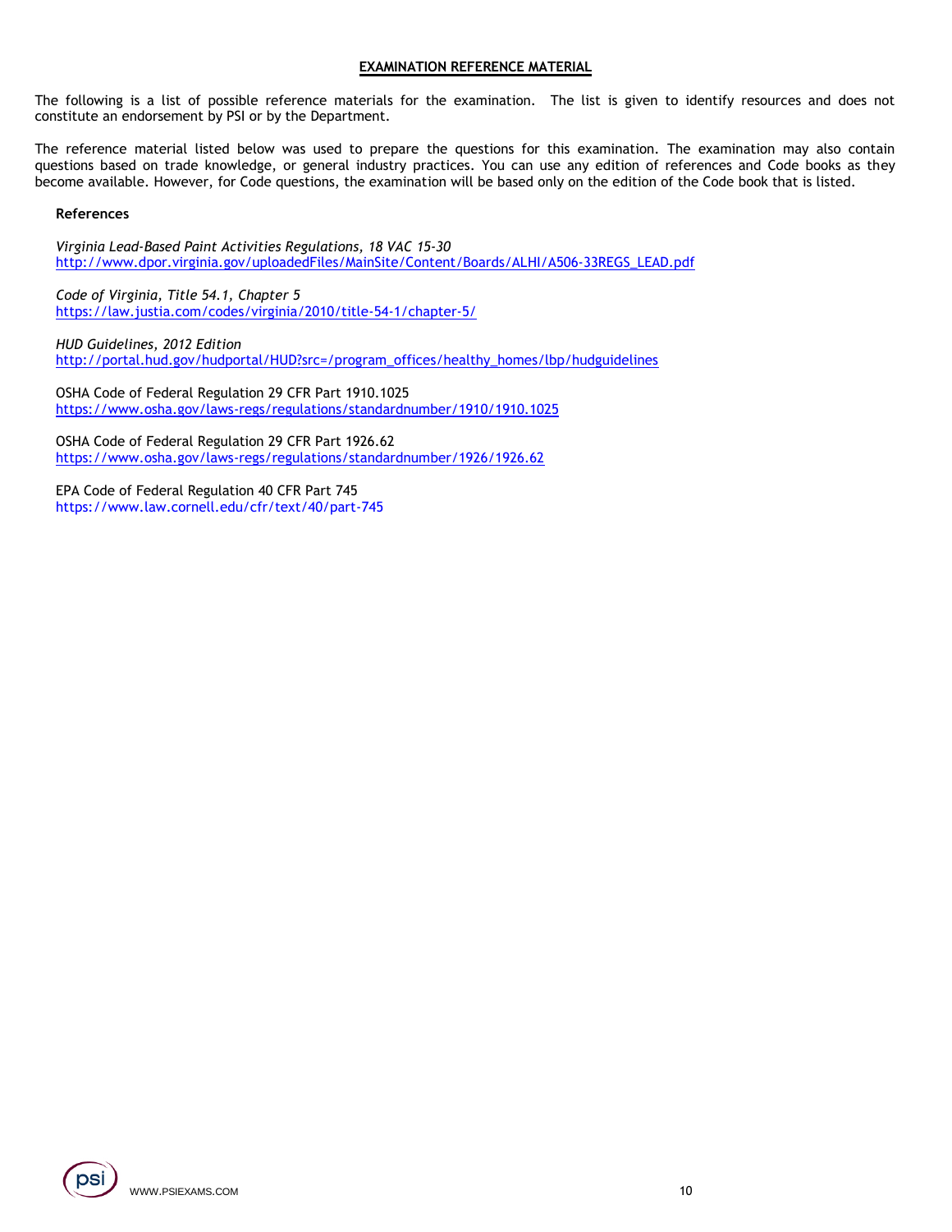## EXAMINATION REFERENCE MATERIAL

The following is a list of possible reference materials for the examination. The list is given to identify resources and does not constitute an endorsement by PSI or by the Department.

The reference material listed below was used to prepare the questions for this examination. The examination may also contain questions based on trade knowledge, or general industry practices. You can use any edition of references and Code books as they become available. However, for Code questions, the examination will be based only on the edition of the Code book that is listed.

**References**

*Virginia Lead-Based Paint Activities Regulations, 18 VAC 15-30*
http://www.dpor.virginia.gov/uploadedFiles/MainSite/Content/Boards/ALHI/A506-33REGS_LEAD.pdf

*Code of Virginia, Title 54.1, Chapter 5*
https://law.justia.com/codes/virginia/2010/title-54-1/chapter-5/

*HUD Guidelines, 2012 Edition*
http://portal.hud.gov/hudportal/HUD?src=/program_offices/healthy_homes/lbp/hudguidelines

OSHA Code of Federal Regulation 29 CFR Part 1910.1025
https://www.osha.gov/laws-regs/regulations/standardnumber/1910/1910.1025

OSHA Code of Federal Regulation 29 CFR Part 1926.62
https://www.osha.gov/laws-regs/regulations/standardnumber/1926/1926.62

EPA Code of Federal Regulation 40 CFR Part 745
https://www.law.cornell.edu/cfr/text/40/part-745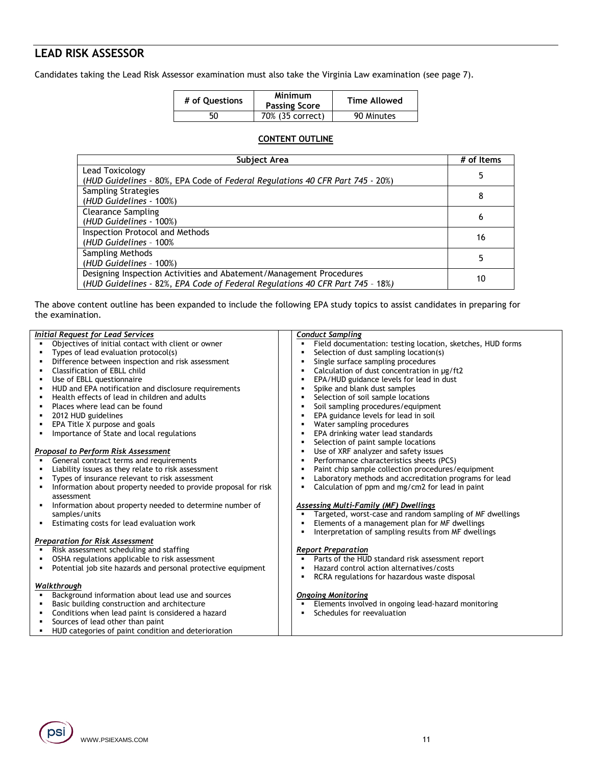## LEAD RISK ASSESSOR

Candidates taking the Lead Risk Assessor examination must also take the Virginia Law examination (see page 7).

| # of Questions | Minimum Passing Score | Time Allowed |
|---|---|---|
| 50 | 70% (35 correct) | 90 Minutes |

**CONTENT OUTLINE**

| Subject Area | # of Items |
|---|---|
| Lead Toxicology<br>(*HUD Guidelines* - 80%, EPA Code of *Federal Regulations 40 CFR Part 745* - 20%) | 5 |
| Sampling Strategies<br>(*HUD Guidelines* - 100%) | 8 |
| Clearance Sampling<br>(*HUD Guidelines* - 100%) | 6 |
| Inspection Protocol and Methods<br>(*HUD Guidelines* – 100% | 16 |
| Sampling Methods<br>(*HUD Guidelines* – 100%) | 5 |
| Designing Inspection Activities and Abatement/Management Procedures<br>(*HUD Guidelines* - 82%, *EPA Code of Federal Regulations 40 CFR Part 745* – 18%) | 10 |

The above content outline has been expanded to include the following EPA study topics to assist candidates in preparing for the examination.

***Initial Request for Lead Services***

- Objectives of initial contact with client or owner
- Types of lead evaluation protocol(s)
- Difference between inspection and risk assessment
- Classification of EBLL child
- Use of EBLL questionnaire
- HUD and EPA notification and disclosure requirements
- Health effects of lead in children and adults
- Places where lead can be found
- 2012 HUD guidelines
- EPA Title X purpose and goals
- Importance of State and local regulations

***Proposal to Perform Risk Assessment***

- General contract terms and requirements
- Liability issues as they relate to risk assessment
- Types of insurance relevant to risk assessment
- Information about property needed to provide proposal for risk assessment
- Information about property needed to determine number of samples/units
- Estimating costs for lead evaluation work

***Preparation for Risk Assessment***

- Risk assessment scheduling and staffing
- OSHA regulations applicable to risk assessment
- Potential job site hazards and personal protective equipment

***Walkthrough***

- Background information about lead use and sources
- Basic building construction and architecture
- Conditions when lead paint is considered a hazard
- Sources of lead other than paint
- HUD categories of paint condition and deterioration

***Conduct Sampling***

- Field documentation: testing location, sketches, HUD forms
- Selection of dust sampling location(s)
- Single surface sampling procedures
- Calculation of dust concentration in µg/ft2
- EPA/HUD guidance levels for lead in dust
- Spike and blank dust samples
- Selection of soil sample locations
- Soil sampling procedures/equipment
- EPA guidance levels for lead in soil
- Water sampling procedures
- EPA drinking water lead standards
- Selection of paint sample locations
- Use of XRF analyzer and safety issues
- Performance characteristics sheets (PCS)
- Paint chip sample collection procedures/equipment
- Laboratory methods and accreditation programs for lead
- Calculation of ppm and mg/cm2 for lead in paint

***Assessing Multi-Family (MF) Dwellings***

- Targeted, worst-case and random sampling of MF dwellings
- Elements of a management plan for MF dwellings
- Interpretation of sampling results from MF dwellings

***Report Preparation***

- Parts of the HUD standard risk assessment report
- Hazard control action alternatives/costs
- RCRA regulations for hazardous waste disposal

***Ongoing Monitoring***

- Elements involved in ongoing lead-hazard monitoring
- Schedules for reevaluation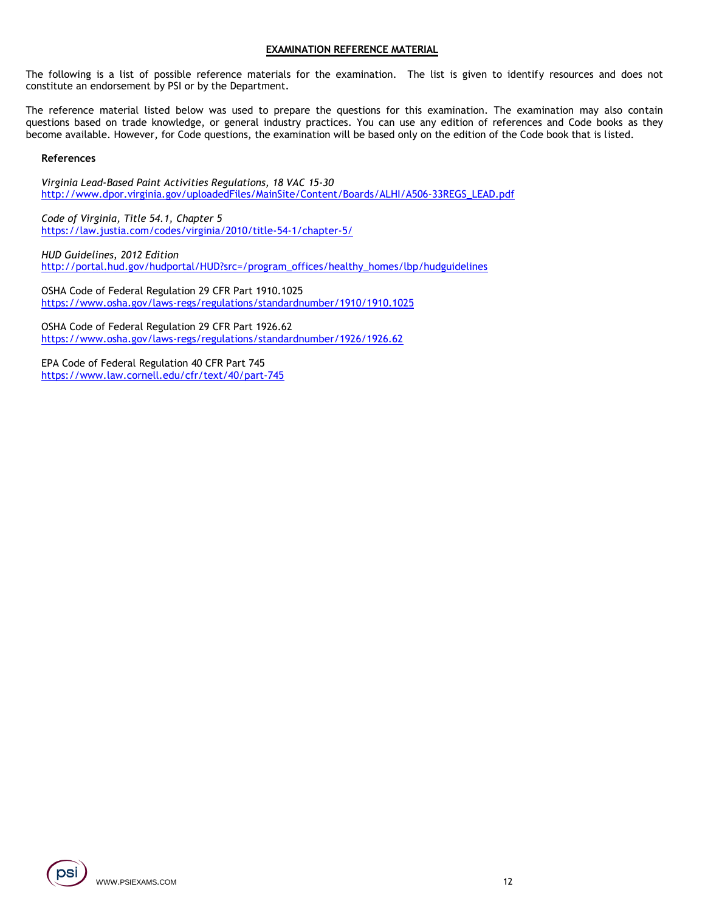## EXAMINATION REFERENCE MATERIAL

The following is a list of possible reference materials for the examination. The list is given to identify resources and does not constitute an endorsement by PSI or by the Department.

The reference material listed below was used to prepare the questions for this examination. The examination may also contain questions based on trade knowledge, or general industry practices. You can use any edition of references and Code books as they become available. However, for Code questions, the examination will be based only on the edition of the Code book that is listed.

### References

*Virginia Lead-Based Paint Activities Regulations, 18 VAC 15-30*
http://www.dpor.virginia.gov/uploadedFiles/MainSite/Content/Boards/ALHI/A506-33REGS_LEAD.pdf

*Code of Virginia, Title 54.1, Chapter 5*
https://law.justia.com/codes/virginia/2010/title-54-1/chapter-5/

*HUD Guidelines, 2012 Edition*
http://portal.hud.gov/hudportal/HUD?src=/program_offices/healthy_homes/lbp/hudguidelines

OSHA Code of Federal Regulation 29 CFR Part 1910.1025
https://www.osha.gov/laws-regs/regulations/standardnumber/1910/1910.1025

OSHA Code of Federal Regulation 29 CFR Part 1926.62
https://www.osha.gov/laws-regs/regulations/standardnumber/1926/1926.62

EPA Code of Federal Regulation 40 CFR Part 745
https://www.law.cornell.edu/cfr/text/40/part-745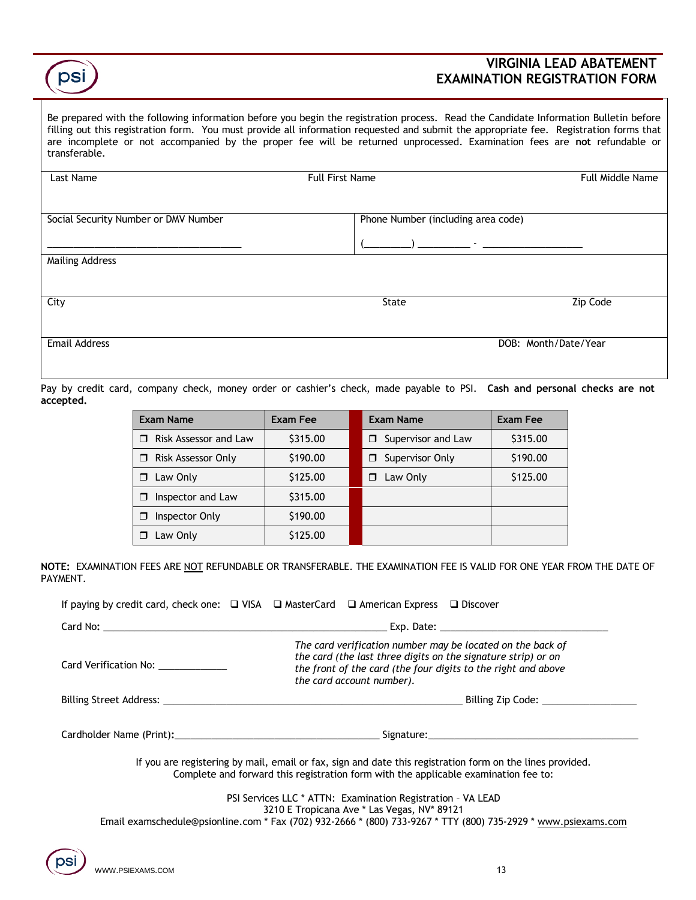# VIRGINIA LEAD ABATEMENT EXAMINATION REGISTRATION FORM

Be prepared with the following information before you begin the registration process. Read the Candidate Information Bulletin before filling out this registration form. You must provide all information requested and submit the appropriate fee. Registration forms that are incomplete or not accompanied by the proper fee will be returned unprocessed. Examination fees are **not** refundable or transferable.

| Last Name | Full First Name | Full Middle Name |
|---|---|---|
| | | |

| Social Security Number or DMV Number | Phone Number (including area code) |
|---|---|
| ___________________________________ | (________) _________ - __________________ |

| Mailing Address |
|---|
| |

| City | State | Zip Code |
|---|---|---|
| | | |

| Email Address | DOB: Month/Date/Year |
|---|---|
| | |

Pay by credit card, company check, money order or cashier's check, made payable to PSI. **Cash and personal checks are not accepted.**

| Exam Name | Exam Fee | Exam Name | Exam Fee |
|---|---|---|---|
| ❐ Risk Assessor and Law | $315.00 | ❐ Supervisor and Law | $315.00 |
| ❐ Risk Assessor Only | $190.00 | ❐ Supervisor Only | $190.00 |
| ❐ Law Only | $125.00 | ❐ Law Only | $125.00 |
| ❐ Inspector and Law | $315.00 | | |
| ❐ Inspector Only | $190.00 | | |
| ❐ Law Only | $125.00 | | |

**NOTE:** EXAMINATION FEES ARE NOT REFUNDABLE OR TRANSFERABLE. THE EXAMINATION FEE IS VALID FOR ONE YEAR FROM THE DATE OF PAYMENT.

If paying by credit card, check one: ❑ VISA ❑ MasterCard ❑ American Express ❑ Discover

Card No: _____________________________________________________ Exp. Date: ________________________________

Card Verification No: _____________

*The card verification number may be located on the back of the card (the last three digits on the signature strip) or on the front of the card (the four digits to the right and above the card account number).*

Billing Street Address: _________________________________________________________ Billing Zip Code: __________________

Cardholder Name (Print):______________________________________ Signature:________________________________________

If you are registering by mail, email or fax, sign and date this registration form on the lines provided.
Complete and forward this registration form with the applicable examination fee to:

PSI Services LLC * ATTN: Examination Registration – VA LEAD
3210 E Tropicana Ave * Las Vegas, NV* 89121
Email examschedule@psionline.com * Fax (702) 932-2666 * (800) 733-9267 * TTY (800) 735-2929 * www.psiexams.com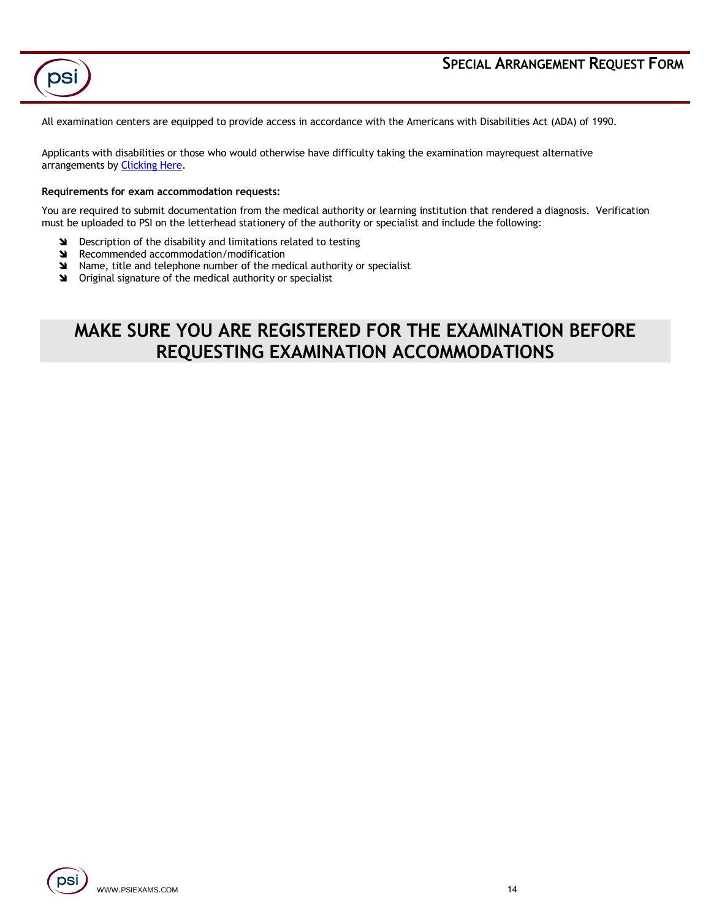# Special Arrangement Request Form

All examination centers are equipped to provide access in accordance with the Americans with Disabilities Act (ADA) of 1990.

Applicants with disabilities or those who would otherwise have difficulty taking the examination mayrequest alternative arrangements by [Clicking Here](#).

**Requirements for exam accommodation requests:**

You are required to submit documentation from the medical authority or learning institution that rendered a diagnosis. Verification must be uploaded to PSI on the letterhead stationery of the authority or specialist and include the following:

- Description of the disability and limitations related to testing
- Recommended accommodation/modification
- Name, title and telephone number of the medical authority or specialist
- Original signature of the medical authority or specialist

## MAKE SURE YOU ARE REGISTERED FOR THE EXAMINATION BEFORE REQUESTING EXAMINATION ACCOMMODATIONS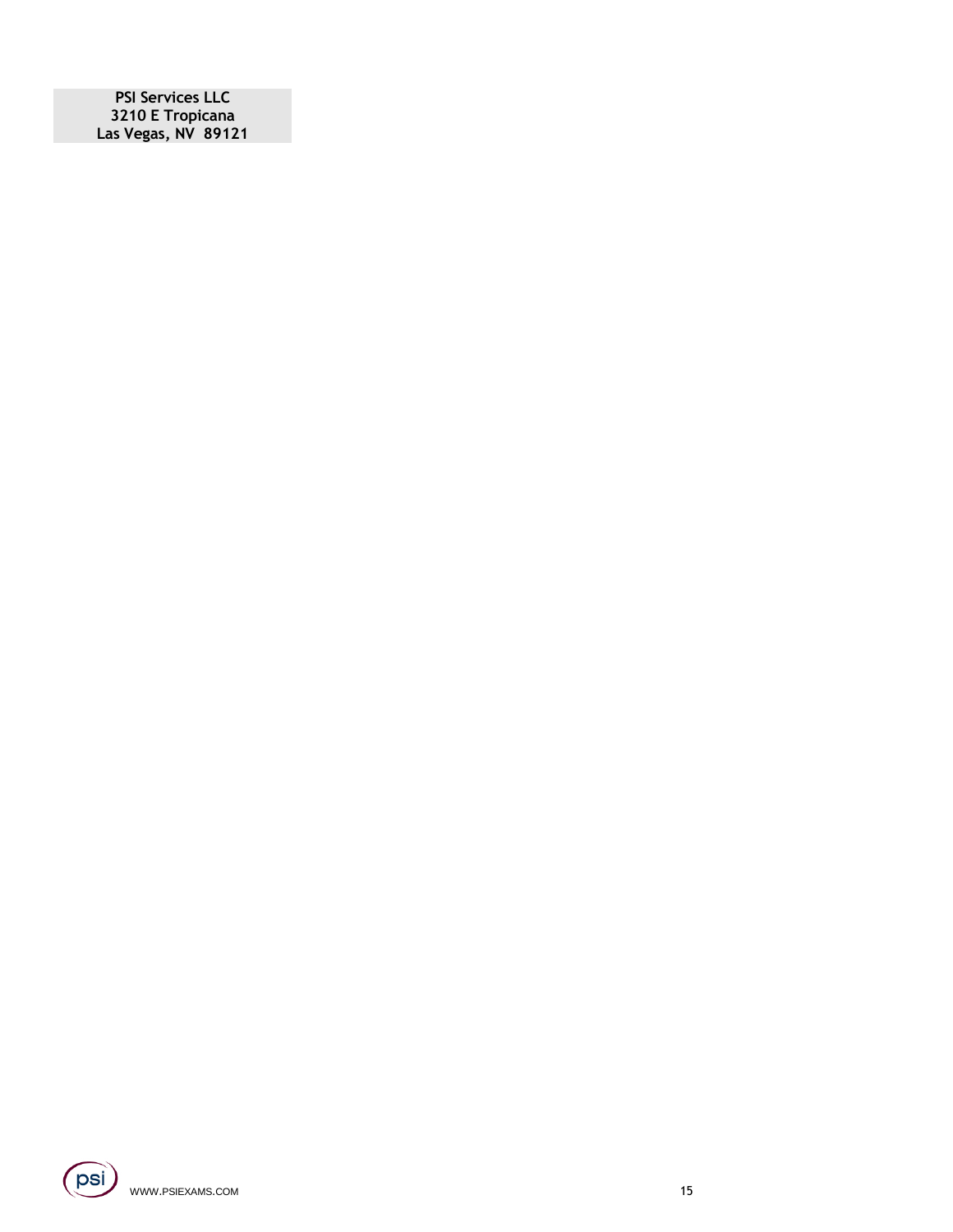**PSI Services LLC**
**3210 E Tropicana**
**Las Vegas, NV 89121**